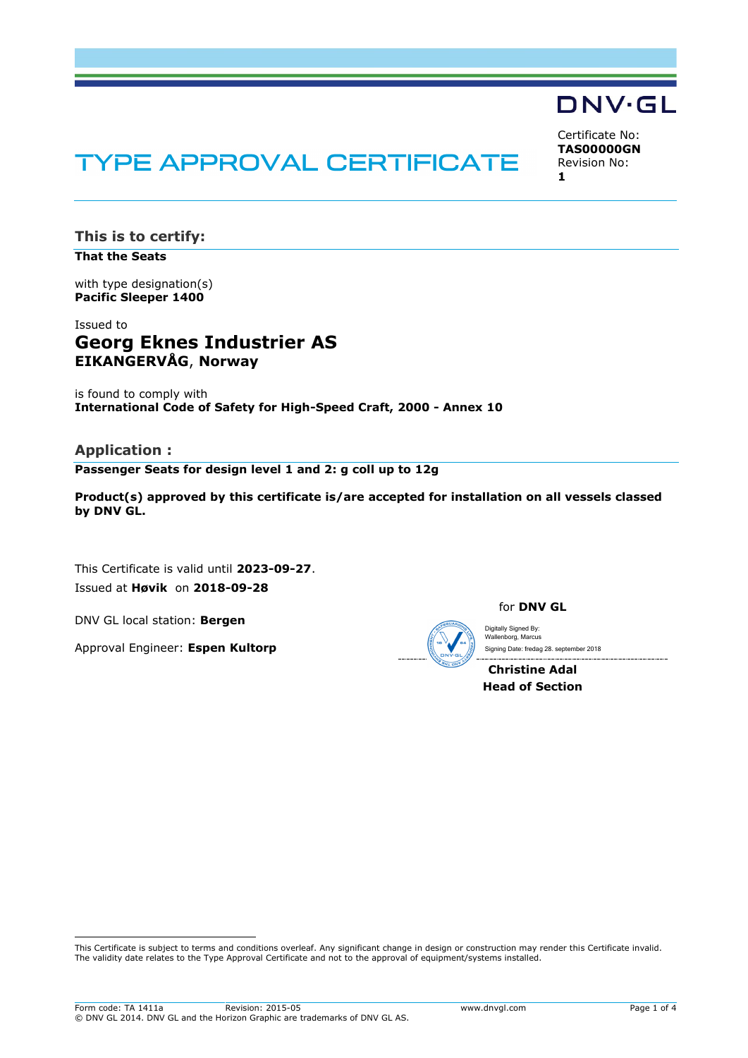DNV·GL

# TYPE APPROVAL CERTIFICATE

Certificate No:
**TAS00000GN**
Revision No:
**1**

## This is to certify:

**That the Seats**

with type designation(s)
**Pacific Sleeper 1400**

Issued to
**Georg Eknes Industrier AS**
**EIKANGERVÅG**, **Norway**

is found to comply with
**International Code of Safety for High-Speed Craft, 2000 - Annex 10**

## Application :

**Passenger Seats for design level 1 and 2: g coll up to 12g**

**Product(s) approved by this certificate is/are accepted for installation on all vessels classed by DNV GL.**

This Certificate is valid until **2023-09-27**.
Issued at **Høvik** on **2018-09-28**

DNV GL local station: **Bergen**

Approval Engineer: **Espen Kultorp**

for **DNV GL**

Digitally Signed By: Wallenborg, Marcus
Signing Date: fredag 28. september 2018

**Christine Adal**
**Head of Section**

---

This Certificate is subject to terms and conditions overleaf. Any significant change in design or construction may render this Certificate invalid.
The validity date relates to the Type Approval Certificate and not to the approval of equipment/systems installed.

Form code: TA 1411a Revision: 2015-05 www.dnvgl.com
© DNV GL 2014. DNV GL and the Horizon Graphic are trademarks of DNV GL AS.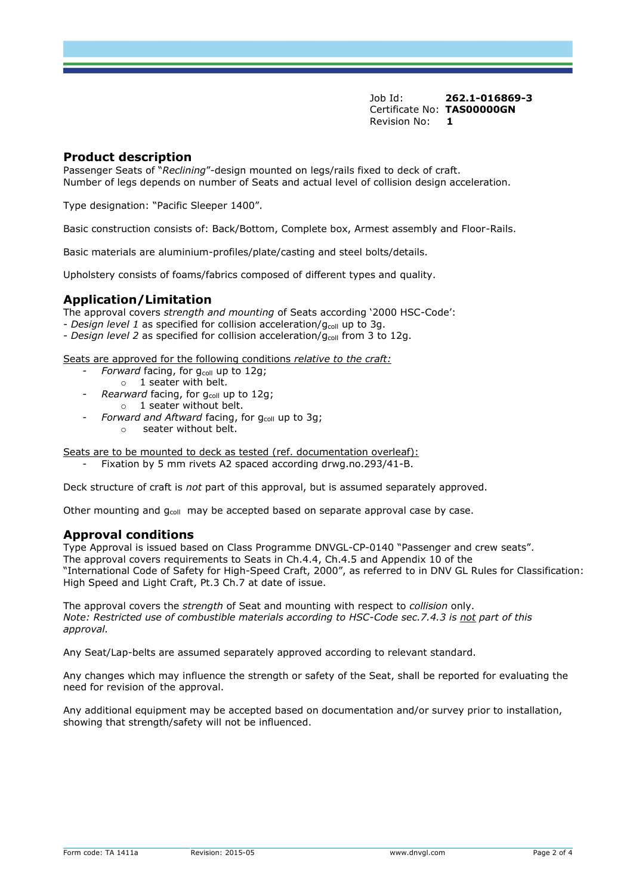Job Id: **262.1-016869-3**
Certificate No: **TAS00000GN**
Revision No: **1**

## Product description

Passenger Seats of "*Reclining*"-design mounted on legs/rails fixed to deck of craft.
Number of legs depends on number of Seats and actual level of collision design acceleration.

Type designation: "Pacific Sleeper 1400".

Basic construction consists of: Back/Bottom, Complete box, Armest assembly and Floor-Rails.

Basic materials are aluminium-profiles/plate/casting and steel bolts/details.

Upholstery consists of foams/fabrics composed of different types and quality.

## Application/Limitation

The approval covers *strength and mounting* of Seats according '2000 HSC-Code':
- *Design level 1* as specified for collision acceleration/$g_{coll}$ up to 3g.
- *Design level 2* as specified for collision acceleration/$g_{coll}$ from 3 to 12g.

Seats are approved for the following conditions *relative to the craft:*

- *Forward* facing, for $g_{coll}$ up to 12g;
  - 1 seater with belt.
- *Rearward* facing, for $g_{coll}$ up to 12g;
  - 1 seater without belt.
- *Forward and Aftward* facing, for $g_{coll}$ up to 3g;
  - seater without belt.

Seats are to be mounted to deck as tested (ref. documentation overleaf):

- Fixation by 5 mm rivets A2 spaced according drwg.no.293/41-B.

Deck structure of craft is *not* part of this approval, but is assumed separately approved.

Other mounting and $g_{coll}$ may be accepted based on separate approval case by case.

## Approval conditions

Type Approval is issued based on Class Programme DNVGL-CP-0140 "Passenger and crew seats".
The approval covers requirements to Seats in Ch.4.4, Ch.4.5 and Appendix 10 of the "International Code of Safety for High-Speed Craft, 2000", as referred to in DNV GL Rules for Classification: High Speed and Light Craft, Pt.3 Ch.7 at date of issue.

The approval covers the *strength* of Seat and mounting with respect to *collision* only.
*Note: Restricted use of combustible materials according to HSC-Code sec.7.4.3 is not part of this approval.*

Any Seat/Lap-belts are assumed separately approved according to relevant standard.

Any changes which may influence the strength or safety of the Seat, shall be reported for evaluating the need for revision of the approval.

Any additional equipment may be accepted based on documentation and/or survey prior to installation, showing that strength/safety will not be influenced.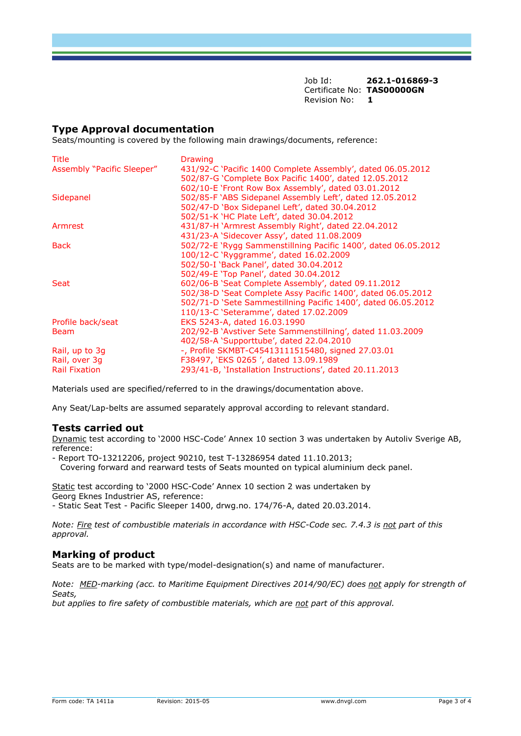Job Id: **262.1-016869-3**
Certificate No: **TAS00000GN**
Revision No: **1**

## Type Approval documentation

Seats/mounting is covered by the following main drawings/documents, reference:

| Title | Drawing |
|---|---|
| Assembly "Pacific Sleeper" | 431/92-C 'Pacific 1400 Complete Assembly', dated 06.05.2012 |
| | 502/87-G 'Complete Box Pacific 1400', dated 12.05.2012 |
| | 602/10-E 'Front Row Box Assembly', dated 03.01.2012 |
| Sidepanel | 502/85-F 'ABS Sidepanel Assembly Left', dated 12.05.2012 |
| | 502/47-D 'Box Sidepanel Left', dated 30.04.2012 |
| | 502/51-K 'HC Plate Left', dated 30.04.2012 |
| Armrest | 431/87-H 'Armrest Assembly Right', dated 22.04.2012 |
| | 431/23-A 'Sidecover Assy', dated 11.08.2009 |
| Back | 502/72-E 'Rygg Sammenstillning Pacific 1400', dated 06.05.2012 |
| | 100/12-C 'Ryggramme', dated 16.02.2009 |
| | 502/50-I 'Back Panel', dated 30.04.2012 |
| | 502/49-E 'Top Panel', dated 30.04.2012 |
| Seat | 602/06-B 'Seat Complete Assembly', dated 09.11.2012 |
| | 502/38-D 'Seat Complete Assy Pacific 1400', dated 06.05.2012 |
| | 502/71-D 'Sete Sammestillning Pacific 1400', dated 06.05.2012 |
| | 110/13-C 'Seteramme', dated 17.02.2009 |
| Profile back/seat | EKS 5243-A, dated 16.03.1990 |
| Beam | 202/92-B 'Avstiver Sete Sammenstillning', dated 11.03.2009 |
| | 402/58-A 'Supporttube', dated 22.04.2010 |
| Rail, up to 3g | -, Profile SKMBT-C45413111515480, signed 27.03.01 |
| Rail, over 3g | F38497, 'EKS 0265 ', dated 13.09.1989 |
| Rail Fixation | 293/41-B, 'Installation Instructions', dated 20.11.2013 |

Materials used are specified/referred to in the drawings/documentation above.

Any Seat/Lap-belts are assumed separately approval according to relevant standard.

## Tests carried out

Dynamic test according to '2000 HSC-Code' Annex 10 section 3 was undertaken by Autoliv Sverige AB, reference:

- Report TO-13212206, project 90210, test T-13286954 dated 11.10.2013;
  Covering forward and rearward tests of Seats mounted on typical aluminium deck panel.

Static test according to '2000 HSC-Code' Annex 10 section 2 was undertaken by Georg Eknes Industrier AS, reference:

- Static Seat Test - Pacific Sleeper 1400, drwg.no. 174/76-A, dated 20.03.2014.

*Note: Fire test of combustible materials in accordance with HSC-Code sec. 7.4.3 is not part of this approval.*

## Marking of product

Seats are to be marked with type/model-designation(s) and name of manufacturer.

*Note: MED-marking (acc. to Maritime Equipment Directives 2014/90/EC) does not apply for strength of Seats,*
*but applies to fire safety of combustible materials, which are not part of this approval.*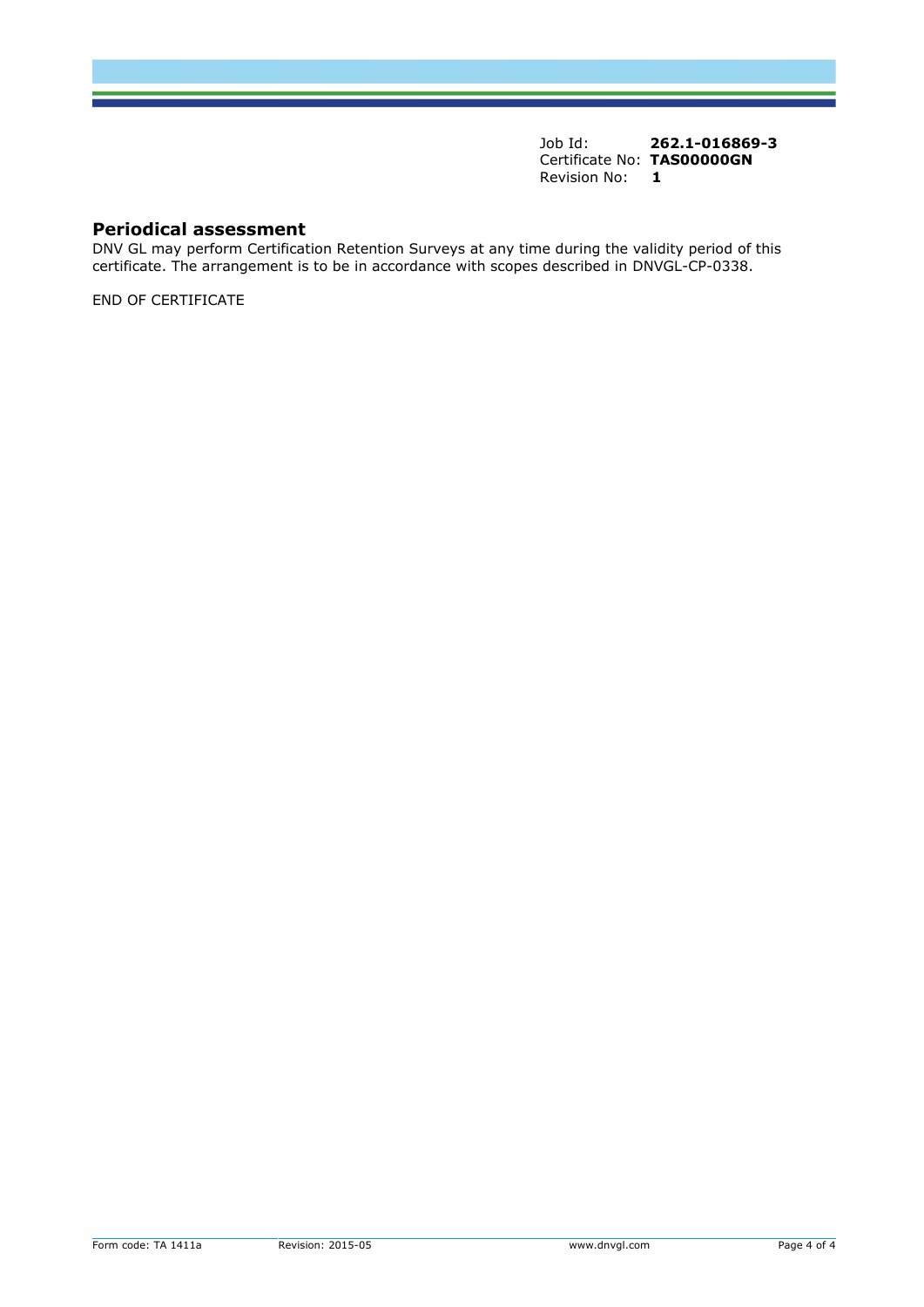Job Id: **262.1-016869-3**
Certificate No: **TAS00000GN**
Revision No: **1**

## Periodical assessment

DNV GL may perform Certification Retention Surveys at any time during the validity period of this certificate. The arrangement is to be in accordance with scopes described in DNVGL-CP-0338.

END OF CERTIFICATE